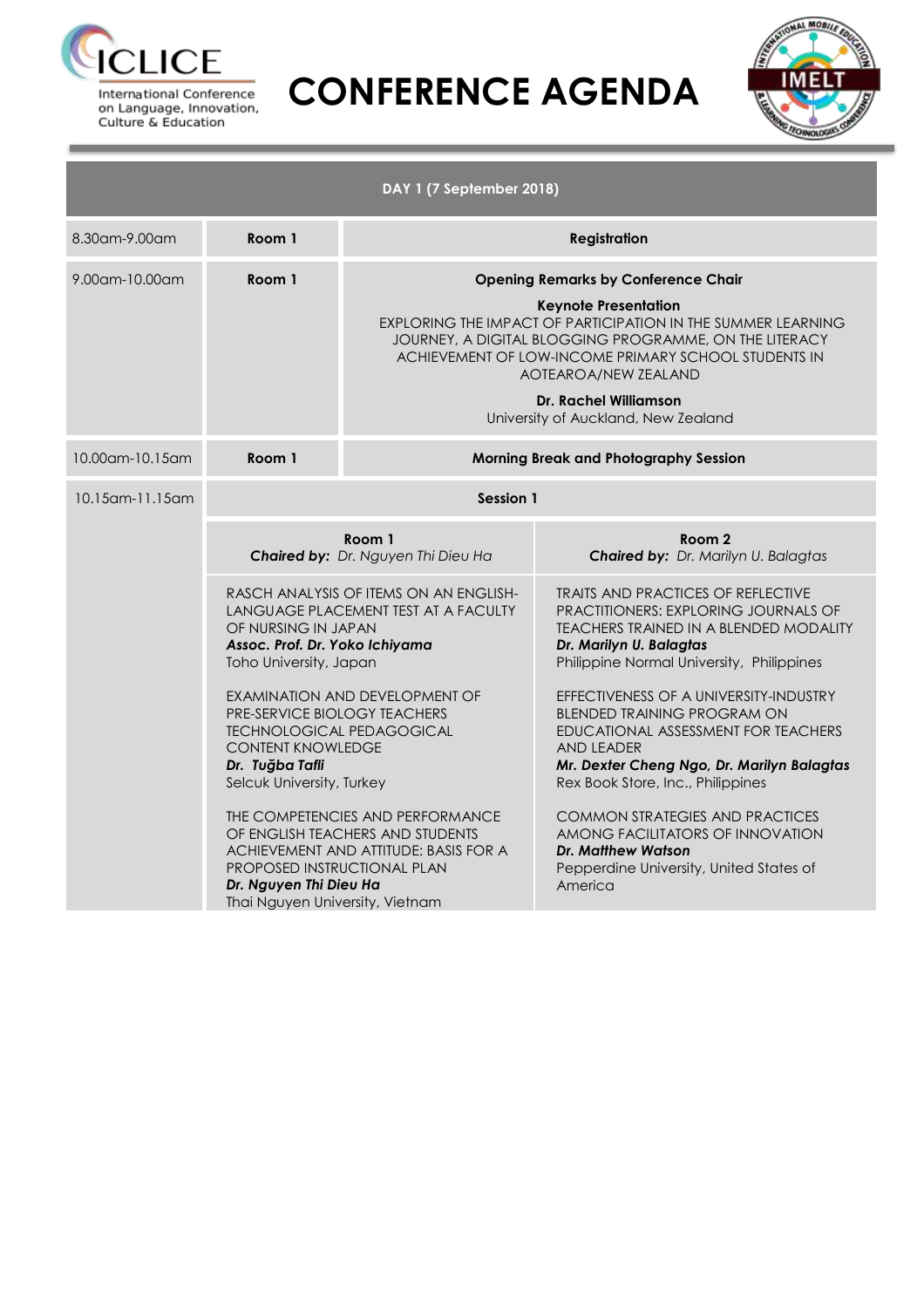ICLICE
International Conference on Language, Innovation, Culture & Education

# CONFERENCE AGENDA

IMELT

## DAY 1 (7 September 2018)

| Time | Room | Event |
|---|---|---|
| 8.30am-9.00am | Room 1 | **Registration** |
| 9.00am-10.00am | Room 1 | **Opening Remarks by Conference Chair**<br><br>**Keynote Presentation**<br>EXPLORING THE IMPACT OF PARTICIPATION IN THE SUMMER LEARNING JOURNEY, A DIGITAL BLOGGING PROGRAMME, ON THE LITERACY ACHIEVEMENT OF LOW-INCOME PRIMARY SCHOOL STUDENTS IN AOTEAROA/NEW ZEALAND<br><br>**Dr. Rachel Williamson**<br>University of Auckland, New Zealand |
| 10.00am-10.15am | Room 1 | **Morning Break and Photography Session** |

### 10.15am-11.15am — Session 1

| Room 1<br>***Chaired by:*** *Dr. Nguyen Thi Dieu Ha* | Room 2<br>***Chaired by:*** *Dr. Marilyn U. Balagtas* |
|---|---|
| RASCH ANALYSIS OF ITEMS ON AN ENGLISH-LANGUAGE PLACEMENT TEST AT A FACULTY OF NURSING IN JAPAN<br>***Assoc. Prof. Dr. Yoko Ichiyama***<br>Toho University, Japan | TRAITS AND PRACTICES OF REFLECTIVE PRACTITIONERS: EXPLORING JOURNALS OF TEACHERS TRAINED IN A BLENDED MODALITY<br>***Dr. Marilyn U. Balagtas***<br>Philippine Normal University, Philippines |
| EXAMINATION AND DEVELOPMENT OF PRE-SERVICE BIOLOGY TEACHERS TECHNOLOGICAL PEDAGOGICAL CONTENT KNOWLEDGE<br>***Dr. Tuğba Tafli***<br>Selcuk University, Turkey | EFFECTIVENESS OF A UNIVERSITY-INDUSTRY BLENDED TRAINING PROGRAM ON EDUCATIONAL ASSESSMENT FOR TEACHERS AND LEADER<br>***Mr. Dexter Cheng Ngo, Dr. Marilyn Balagtas***<br>Rex Book Store, Inc., Philippines |
| THE COMPETENCIES AND PERFORMANCE OF ENGLISH TEACHERS AND STUDENTS ACHIEVEMENT AND ATTITUDE: BASIS FOR A PROPOSED INSTRUCTIONAL PLAN<br>***Dr. Nguyen Thi Dieu Ha***<br>Thai Nguyen University, Vietnam | COMMON STRATEGIES AND PRACTICES AMONG FACILITATORS OF INNOVATION<br>***Dr. Matthew Watson***<br>Pepperdine University, United States of America |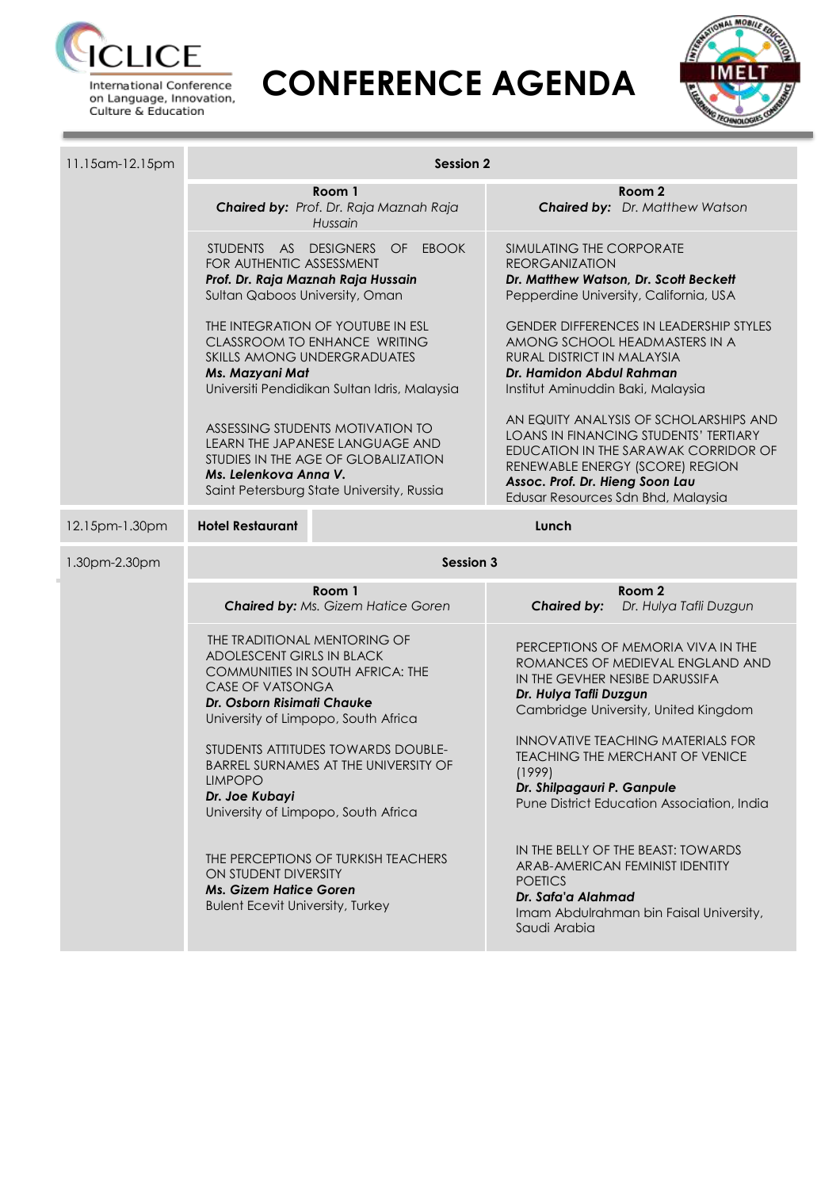# CONFERENCE AGENDA

ICLICE – International Conference on Language, Innovation, Culture & Education

IMELT – International Mobile Education & Learning Technologies Conference

| Time | Room 1 | Room 2 |
|---|---|---|
| 11.15am-12.15pm | **Session 2** | |
| | **Room 1**<br>***Chaired by:*** *Prof. Dr. Raja Maznah Raja Hussain* | **Room 2**<br>***Chaired by:*** *Dr. Matthew Watson* |
| | STUDENTS AS DESIGNERS OF EBOOK FOR AUTHENTIC ASSESSMENT<br>***Prof. Dr. Raja Maznah Raja Hussain***<br>Sultan Qaboos University, Oman<br><br>THE INTEGRATION OF YOUTUBE IN ESL CLASSROOM TO ENHANCE WRITING SKILLS AMONG UNDERGRADUATES<br>***Ms. Mazyani Mat***<br>Universiti Pendidikan Sultan Idris, Malaysia<br><br>ASSESSING STUDENTS MOTIVATION TO LEARN THE JAPANESE LANGUAGE AND STUDIES IN THE AGE OF GLOBALIZATION<br>***Ms. Lelenkova Anna V.***<br>Saint Petersburg State University, Russia | SIMULATING THE CORPORATE REORGANIZATION<br>***Dr. Matthew Watson, Dr. Scott Beckett***<br>Pepperdine University, California, USA<br><br>GENDER DIFFERENCES IN LEADERSHIP STYLES AMONG SCHOOL HEADMASTERS IN A RURAL DISTRICT IN MALAYSIA<br>***Dr. Hamidon Abdul Rahman***<br>Institut Aminuddin Baki, Malaysia<br><br>AN EQUITY ANALYSIS OF SCHOLARSHIPS AND LOANS IN FINANCING STUDENTS' TERTIARY EDUCATION IN THE SARAWAK CORRIDOR OF RENEWABLE ENERGY (SCORE) REGION<br>***Assoc. Prof. Dr. Hieng Soon Lau***<br>Edusar Resources Sdn Bhd, Malaysia |
| 12.15pm-1.30pm | **Hotel Restaurant** | **Lunch** |
| 1.30pm-2.30pm | **Session 3** | |
| | **Room 1**<br>***Chaired by:*** *Ms. Gizem Hatice Goren* | **Room 2**<br>***Chaired by:*** *Dr. Hulya Tafli Duzgun* |
| | THE TRADITIONAL MENTORING OF ADOLESCENT GIRLS IN BLACK COMMUNITIES IN SOUTH AFRICA: THE CASE OF VATSONGA<br>***Dr. Osborn Risimati Chauke***<br>University of Limpopo, South Africa<br><br>STUDENTS ATTITUDES TOWARDS DOUBLE-BARREL SURNAMES AT THE UNIVERSITY OF LIMPOPO<br>***Dr. Joe Kubayi***<br>University of Limpopo, South Africa<br><br>THE PERCEPTIONS OF TURKISH TEACHERS ON STUDENT DIVERSITY<br>***Ms. Gizem Hatice Goren***<br>Bulent Ecevit University, Turkey | PERCEPTIONS OF MEMORIA VIVA IN THE ROMANCES OF MEDIEVAL ENGLAND AND IN THE GEVHER NESIBE DARUSSIFA<br>***Dr. Hulya Tafli Duzgun***<br>Cambridge University, United Kingdom<br><br>INNOVATIVE TEACHING MATERIALS FOR TEACHING THE MERCHANT OF VENICE (1999)<br>***Dr. Shilpagauri P. Ganpule***<br>Pune District Education Association, India<br><br>IN THE BELLY OF THE BEAST: TOWARDS ARAB-AMERICAN FEMINIST IDENTITY POETICS<br>***Dr. Safa'a Alahmad***<br>Imam Abdulrahman bin Faisal University, Saudi Arabia |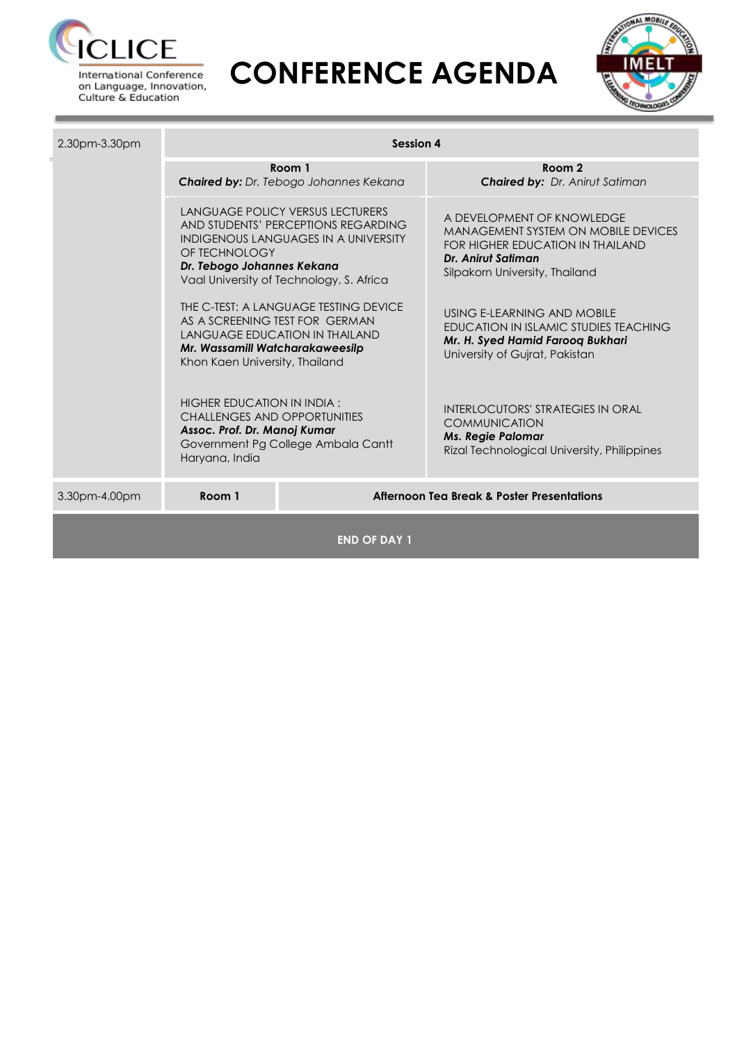# CONFERENCE AGENDA

| 2.30pm-3.30pm | Session 4 | |
|---|---|---|
| | **Room 1**<br>***Chaired by:*** *Dr. Tebogo Johannes Kekana* | **Room 2**<br>***Chaired by:*** *Dr. Anirut Satiman* |
| | LANGUAGE POLICY VERSUS LECTURERS AND STUDENTS' PERCEPTIONS REGARDING INDIGENOUS LANGUAGES IN A UNIVERSITY OF TECHNOLOGY<br>***Dr. Tebogo Johannes Kekana***<br>Vaal University of Technology, S. Africa | A DEVELOPMENT OF KNOWLEDGE MANAGEMENT SYSTEM ON MOBILE DEVICES FOR HIGHER EDUCATION IN THAILAND<br>***Dr. Anirut Satiman***<br>Silpakorn University, Thailand |
| | THE C-TEST: A LANGUAGE TESTING DEVICE AS A SCREENING TEST FOR GERMAN LANGUAGE EDUCATION IN THAILAND<br>***Mr. Wassamill Watcharakaweesilp***<br>Khon Kaen University, Thailand | USING E-LEARNING AND MOBILE EDUCATION IN ISLAMIC STUDIES TEACHING<br>***Mr. H. Syed Hamid Farooq Bukhari***<br>University of Gujrat, Pakistan |
| | HIGHER EDUCATION IN INDIA : CHALLENGES AND OPPORTUNITIES<br>***Assoc. Prof. Dr. Manoj Kumar***<br>Government Pg College Ambala Cantt Haryana, India | INTERLOCUTORS' STRATEGIES IN ORAL COMMUNICATION<br>***Ms. Regie Palomar***<br>Rizal Technological University, Philippines |
| 3.30pm-4.00pm | **Room 1** | **Afternoon Tea Break & Poster Presentations** |

**END OF DAY 1**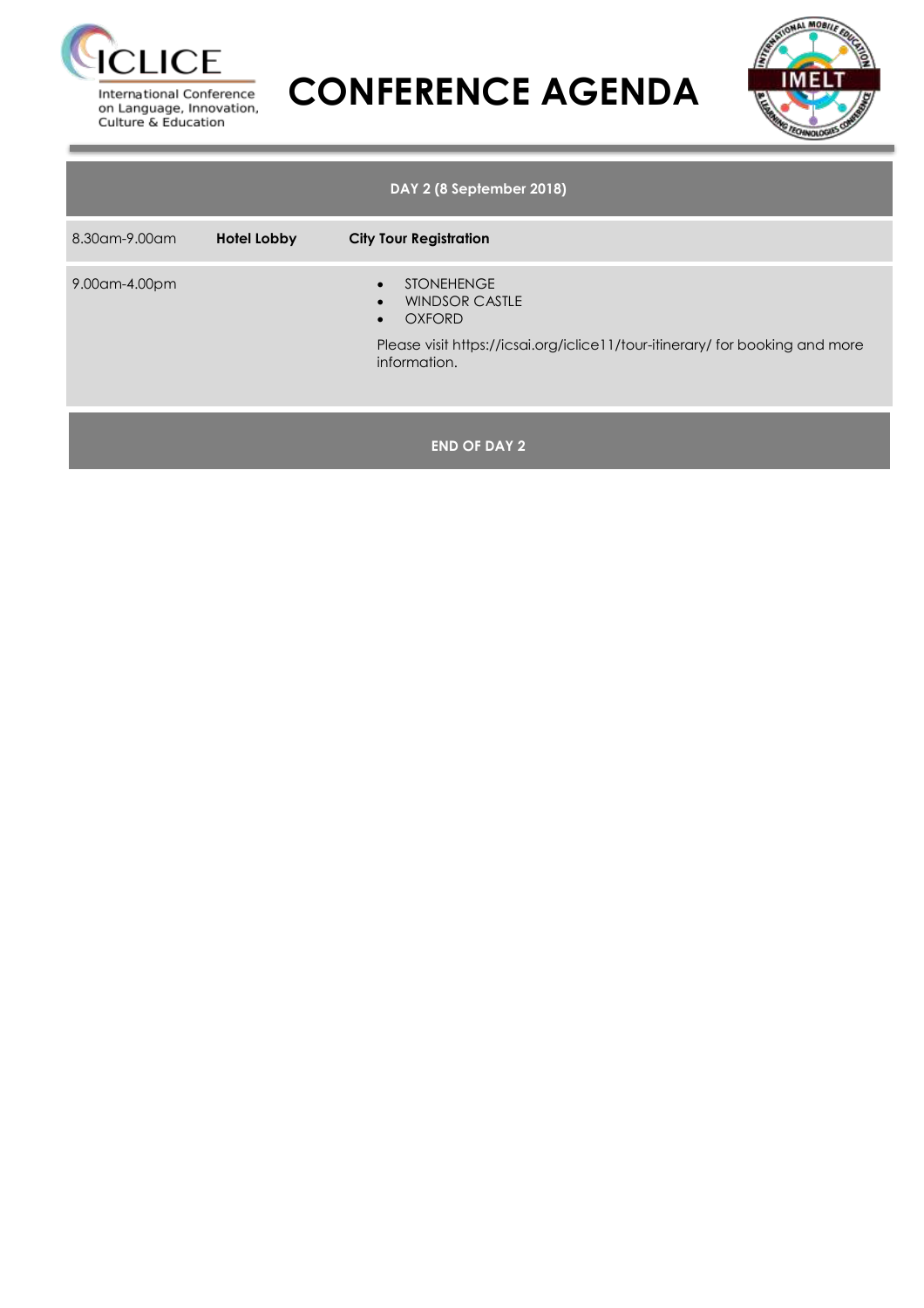ICLICE
International Conference on Language, Innovation, Culture & Education

# CONFERENCE AGENDA

IMELT

| DAY 2 (8 September 2018) | | |
|---|---|---|
| 8.30am-9.00am | **Hotel Lobby** | **City Tour Registration** |
| 9.00am-4.00pm | | • STONEHENGE<br>• WINDSOR CASTLE<br>• OXFORD<br><br>Please visit https://icsai.org/iclice11/tour-itinerary/ for booking and more information. |

**END OF DAY 2**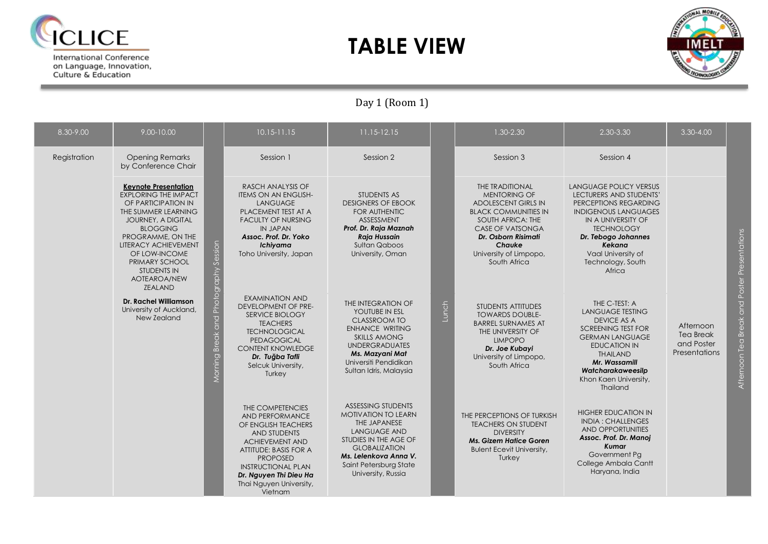# TABLE VIEW

ICLICE International Conference on Language, Innovation, Culture & Education

IMELT International Mobile Education & Learning Technologies Conference

Day 1 (Room 1)

| 8.30-9.00 | 9.00-10.00 | | 10.15-11.15 | 11.15-12.15 | | 1.30-2.30 | 2.30-3.30 | 3.30-4.00 | |
|---|---|---|---|---|---|---|---|---|---|
| Registration | Opening Remarks by Conference Chair | Morning Break and Photography Session | Session 1 | Session 2 | Lunch | Session 3 | Session 4 | | Afternoon Tea Break and Poster Presentations |
| | **Keynote Presentation** EXPLORING THE IMPACT OF PARTICIPATION IN THE SUMMER LEARNING JOURNEY, A DIGITAL BLOGGING PROGRAMME, ON THE LITERACY ACHIEVEMENT OF LOW-INCOME PRIMARY SCHOOL STUDENTS IN AOTEAROA/NEW ZEALAND **Dr. Rachel Williamson** University of Auckland, New Zealand | | RASCH ANALYSIS OF ITEMS ON AN ENGLISH-LANGUAGE PLACEMENT TEST AT A FACULTY OF NURSING IN JAPAN ***Assoc. Prof. Dr. Yoko Ichiyama*** Toho University, Japan | STUDENTS AS DESIGNERS OF EBOOK FOR AUTHENTIC ASSESSMENT ***Prof. Dr. Raja Maznah Raja Hussain*** Sultan Qaboos University, Oman | | THE TRADITIONAL MENTORING OF ADOLESCENT GIRLS IN BLACK COMMUNITIES IN SOUTH AFRICA: THE CASE OF VATSONGA ***Dr. Osborn Risimati Chauke*** University of Limpopo, South Africa | LANGUAGE POLICY VERSUS LECTURERS AND STUDENTS' PERCEPTIONS REGARDING INDIGENOUS LANGUAGES IN A UNIVERSITY OF TECHNOLOGY ***Dr. Tebogo Johannes Kekana*** Vaal University of Technology, South Africa | Afternoon Tea Break and Poster Presentations | |
| | | | EXAMINATION AND DEVELOPMENT OF PRE-SERVICE BIOLOGY TEACHERS TECHNOLOGICAL PEDAGOGICAL CONTENT KNOWLEDGE ***Dr. Tuğba Tafli*** Selcuk University, Turkey | THE INTEGRATION OF YOUTUBE IN ESL CLASSROOM TO ENHANCE WRITING SKILLS AMONG UNDERGRADUATES ***Ms. Mazyani Mat*** Universiti Pendidikan Sultan Idris, Malaysia | | STUDENTS ATTITUDES TOWARDS DOUBLE-BARREL SURNAMES AT THE UNIVERSITY OF LIMPOPO ***Dr. Joe Kubayi*** University of Limpopo, South Africa | THE C-TEST: A LANGUAGE TESTING DEVICE AS A SCREENING TEST FOR GERMAN LANGUAGE EDUCATION IN THAILAND ***Mr. Wassamill Watcharakaweesilp*** Khon Kaen University, Thailand | | |
| | | | THE COMPETENCIES AND PERFORMANCE OF ENGLISH TEACHERS AND STUDENTS ACHIEVEMENT AND ATTITUDE: BASIS FOR A PROPOSED INSTRUCTIONAL PLAN ***Dr. Nguyen Thi Dieu Ha*** Thai Nguyen University, Vietnam | ASSESSING STUDENTS MOTIVATION TO LEARN THE JAPANESE LANGUAGE AND STUDIES IN THE AGE OF GLOBALIZATION ***Ms. Lelenkova Anna V.*** Saint Petersburg State University, Russia | | THE PERCEPTIONS OF TURKISH TEACHERS ON STUDENT DIVERSITY ***Ms. Gizem Hatice Goren*** Bulent Ecevit University, Turkey | HIGHER EDUCATION IN INDIA : CHALLENGES AND OPPORTUNITIES ***Assoc. Prof. Dr. Manoj Kumar*** Government Pg College Ambala Cantt Haryana, India | | |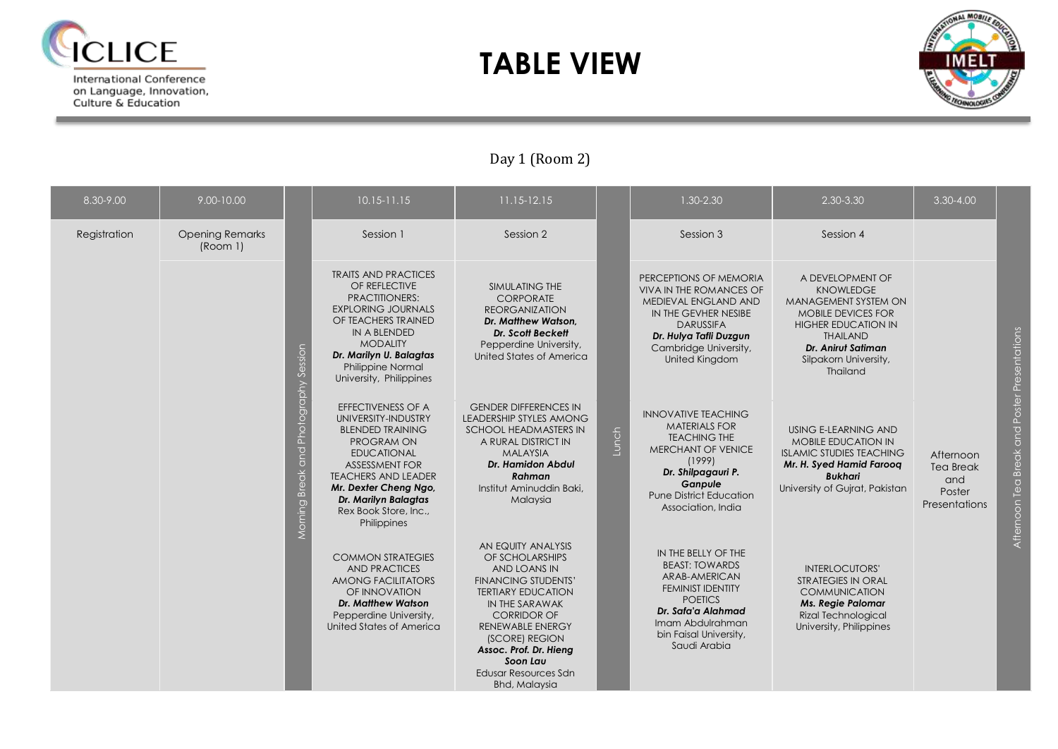# TABLE VIEW

ICLICE International Conference on Language, Innovation, Culture & Education

IMELT

Day 1 (Room 2)

| 8.30-9.00 | 9.00-10.00 | | 10.15-11.15 | 11.15-12.15 | | 1.30-2.30 | 2.30-3.30 | 3.30-4.00 | |
|---|---|---|---|---|---|---|---|---|---|
| Registration | Opening Remarks (Room 1) | Morning Break and Photography Session | Session 1 | Session 2 | Lunch | Session 3 | Session 4 | Afternoon Tea Break and Poster Presentations | Afternoon Tea Break and Poster Presentations |
| | | | TRAITS AND PRACTICES OF REFLECTIVE PRACTITIONERS: EXPLORING JOURNALS OF TEACHERS TRAINED IN A BLENDED MODALITY ***Dr. Marilyn U. Balagtas*** Philippine Normal University, Philippines | SIMULATING THE CORPORATE REORGANIZATION ***Dr. Matthew Watson, Dr. Scott Beckett*** Pepperdine University, United States of America | | PERCEPTIONS OF MEMORIA VIVA IN THE ROMANCES OF MEDIEVAL ENGLAND AND IN THE GEVHER NESIBE DARUSSIFA ***Dr. Hulya Tafli Duzgun*** Cambridge University, United Kingdom | A DEVELOPMENT OF KNOWLEDGE MANAGEMENT SYSTEM ON MOBILE DEVICES FOR HIGHER EDUCATION IN THAILAND ***Dr. Anirut Satiman*** Silpakorn University, Thailand | | |
| | | | EFFECTIVENESS OF A UNIVERSITY-INDUSTRY BLENDED TRAINING PROGRAM ON EDUCATIONAL ASSESSMENT FOR TEACHERS AND LEADER ***Mr. Dexter Cheng Ngo, Dr. Marilyn Balagtas*** Rex Book Store, Inc., Philippines | GENDER DIFFERENCES IN LEADERSHIP STYLES AMONG SCHOOL HEADMASTERS IN A RURAL DISTRICT IN MALAYSIA ***Dr. Hamidon Abdul Rahman*** Institut Aminuddin Baki, Malaysia | | INNOVATIVE TEACHING MATERIALS FOR TEACHING THE MERCHANT OF VENICE (1999) ***Dr. Shilpagauri P. Ganpule*** Pune District Education Association, India | USING E-LEARNING AND MOBILE EDUCATION IN ISLAMIC STUDIES TEACHING ***Mr. H. Syed Hamid Farooq Bukhari*** University of Gujrat, Pakistan | | |
| | | | COMMON STRATEGIES AND PRACTICES AMONG FACILITATORS OF INNOVATION ***Dr. Matthew Watson*** Pepperdine University, United States of America | AN EQUITY ANALYSIS OF SCHOLARSHIPS AND LOANS IN FINANCING STUDENTS' TERTIARY EDUCATION IN THE SARAWAK CORRIDOR OF RENEWABLE ENERGY (SCORE) REGION ***Assoc. Prof. Dr. Hieng Soon Lau*** Edusar Resources Sdn Bhd, Malaysia | | IN THE BELLY OF THE BEAST: TOWARDS ARAB-AMERICAN FEMINIST IDENTITY POETICS ***Dr. Safa'a Alahmad*** Imam Abdulrahman bin Faisal University, Saudi Arabia | INTERLOCUTORS' STRATEGIES IN ORAL COMMUNICATION ***Ms. Regie Palomar*** Rizal Technological University, Philippines | | |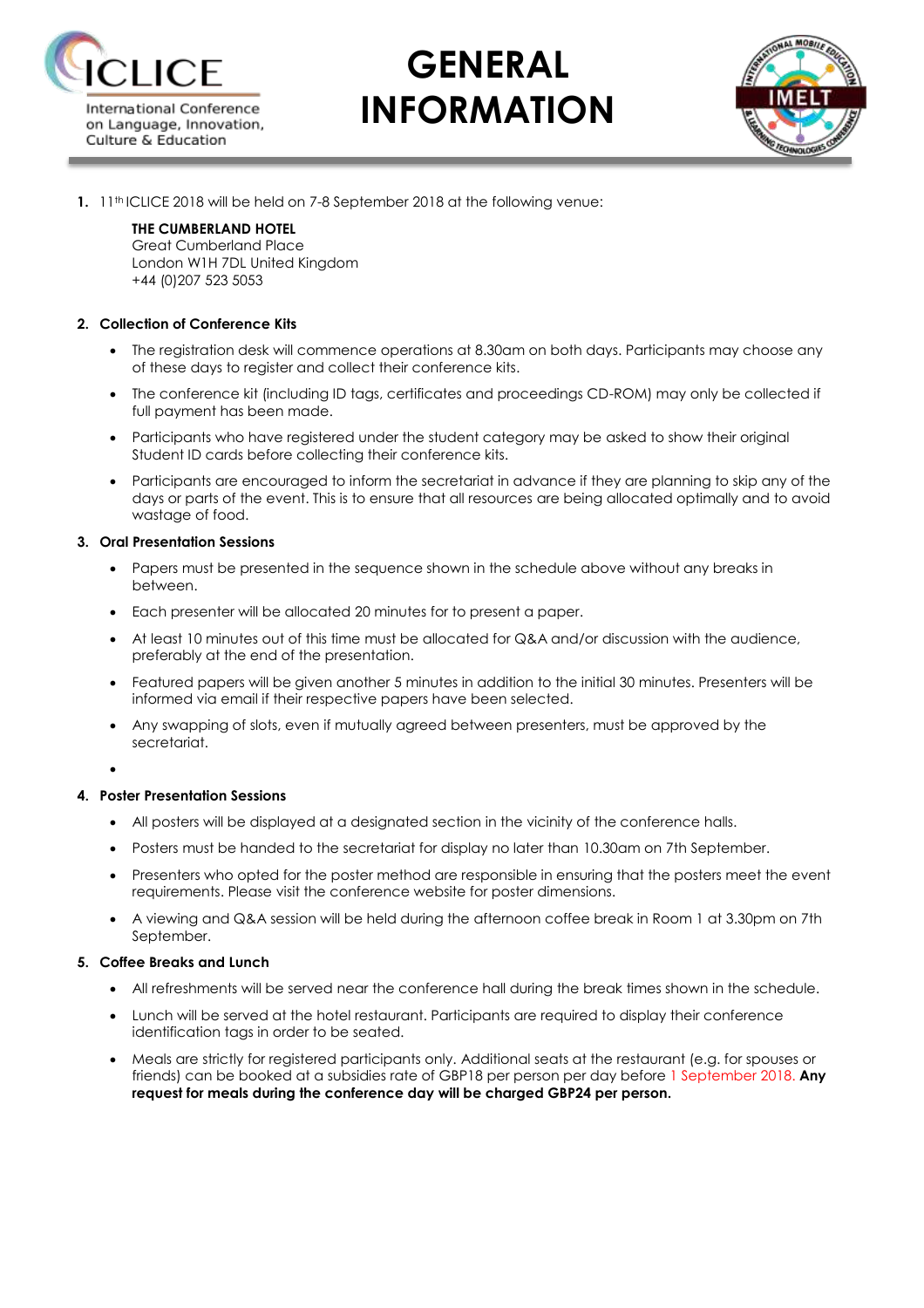# GENERAL INFORMATION

1. 11th ICLICE 2018 will be held on 7-8 September 2018 at the following venue:

   **THE CUMBERLAND HOTEL**
   Great Cumberland Place
   London W1H 7DL United Kingdom
   +44 (0)207 523 5053

2. **Collection of Conference Kits**
   - The registration desk will commence operations at 8.30am on both days. Participants may choose any of these days to register and collect their conference kits.
   - The conference kit (including ID tags, certificates and proceedings CD-ROM) may only be collected if full payment has been made.
   - Participants who have registered under the student category may be asked to show their original Student ID cards before collecting their conference kits.
   - Participants are encouraged to inform the secretariat in advance if they are planning to skip any of the days or parts of the event. This is to ensure that all resources are being allocated optimally and to avoid wastage of food.

3. **Oral Presentation Sessions**
   - Papers must be presented in the sequence shown in the schedule above without any breaks in between.
   - Each presenter will be allocated 20 minutes for to present a paper.
   - At least 10 minutes out of this time must be allocated for Q&A and/or discussion with the audience, preferably at the end of the presentation.
   - Featured papers will be given another 5 minutes in addition to the initial 30 minutes. Presenters will be informed via email if their respective papers have been selected.
   - Any swapping of slots, even if mutually agreed between presenters, must be approved by the secretariat.

4. **Poster Presentation Sessions**
   - All posters will be displayed at a designated section in the vicinity of the conference halls.
   - Posters must be handed to the secretariat for display no later than 10.30am on 7th September.
   - Presenters who opted for the poster method are responsible in ensuring that the posters meet the event requirements. Please visit the conference website for poster dimensions.
   - A viewing and Q&A session will be held during the afternoon coffee break in Room 1 at 3.30pm on 7th September.

5. **Coffee Breaks and Lunch**
   - All refreshments will be served near the conference hall during the break times shown in the schedule.
   - Lunch will be served at the hotel restaurant. Participants are required to display their conference identification tags in order to be seated.
   - Meals are strictly for registered participants only. Additional seats at the restaurant (e.g. for spouses or friends) can be booked at a subsidies rate of GBP18 per person per day before 1 September 2018. **Any request for meals during the conference day will be charged GBP24 per person.**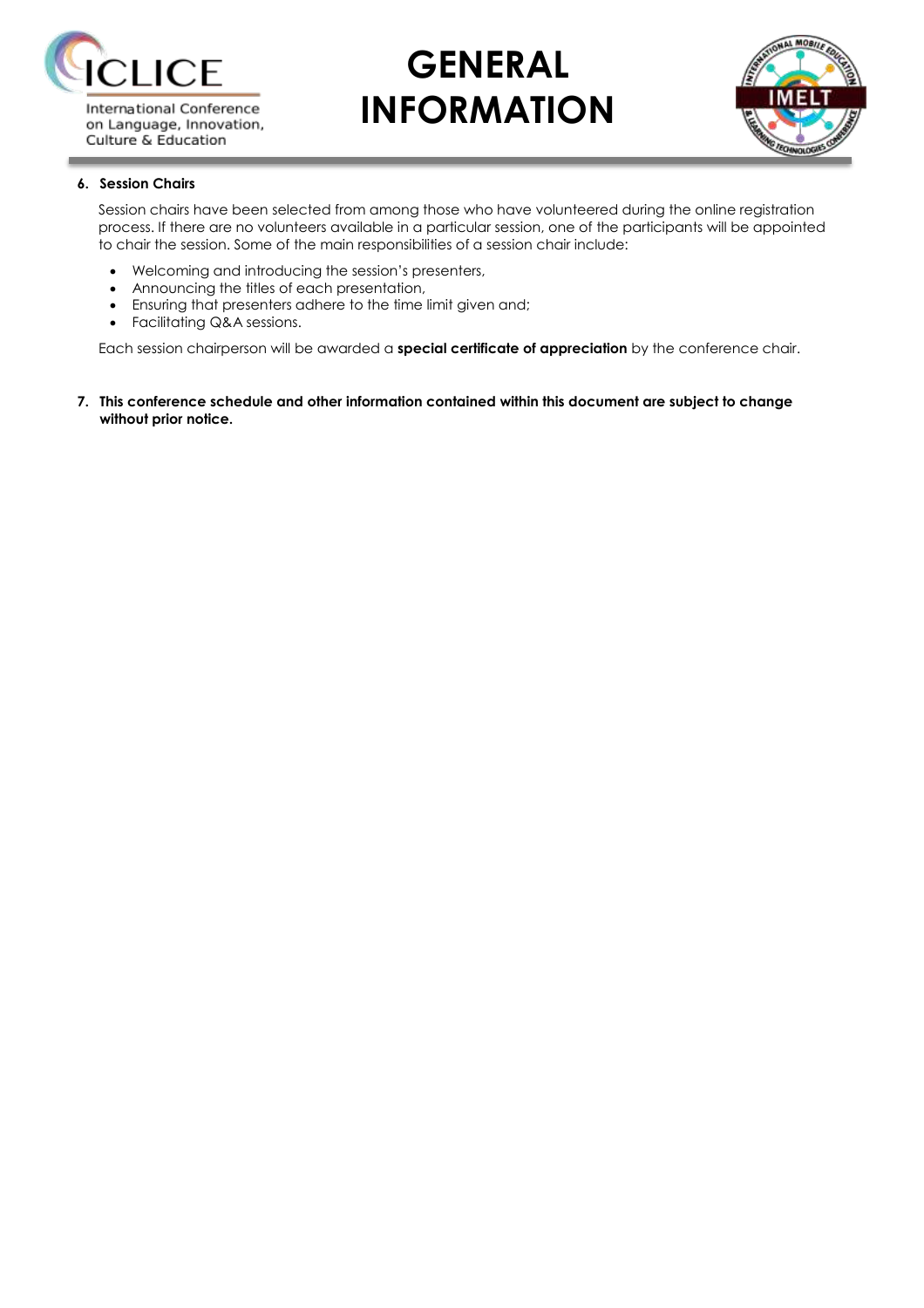# GENERAL INFORMATION

6. **Session Chairs**

   Session chairs have been selected from among those who have volunteered during the online registration process. If there are no volunteers available in a particular session, one of the participants will be appointed to chair the session. Some of the main responsibilities of a session chair include:

   - Welcoming and introducing the session's presenters,
   - Announcing the titles of each presentation,
   - Ensuring that presenters adhere to the time limit given and;
   - Facilitating Q&A sessions.

   Each session chairperson will be awarded a **special certificate of appreciation** by the conference chair.

7. **This conference schedule and other information contained within this document are subject to change without prior notice.**